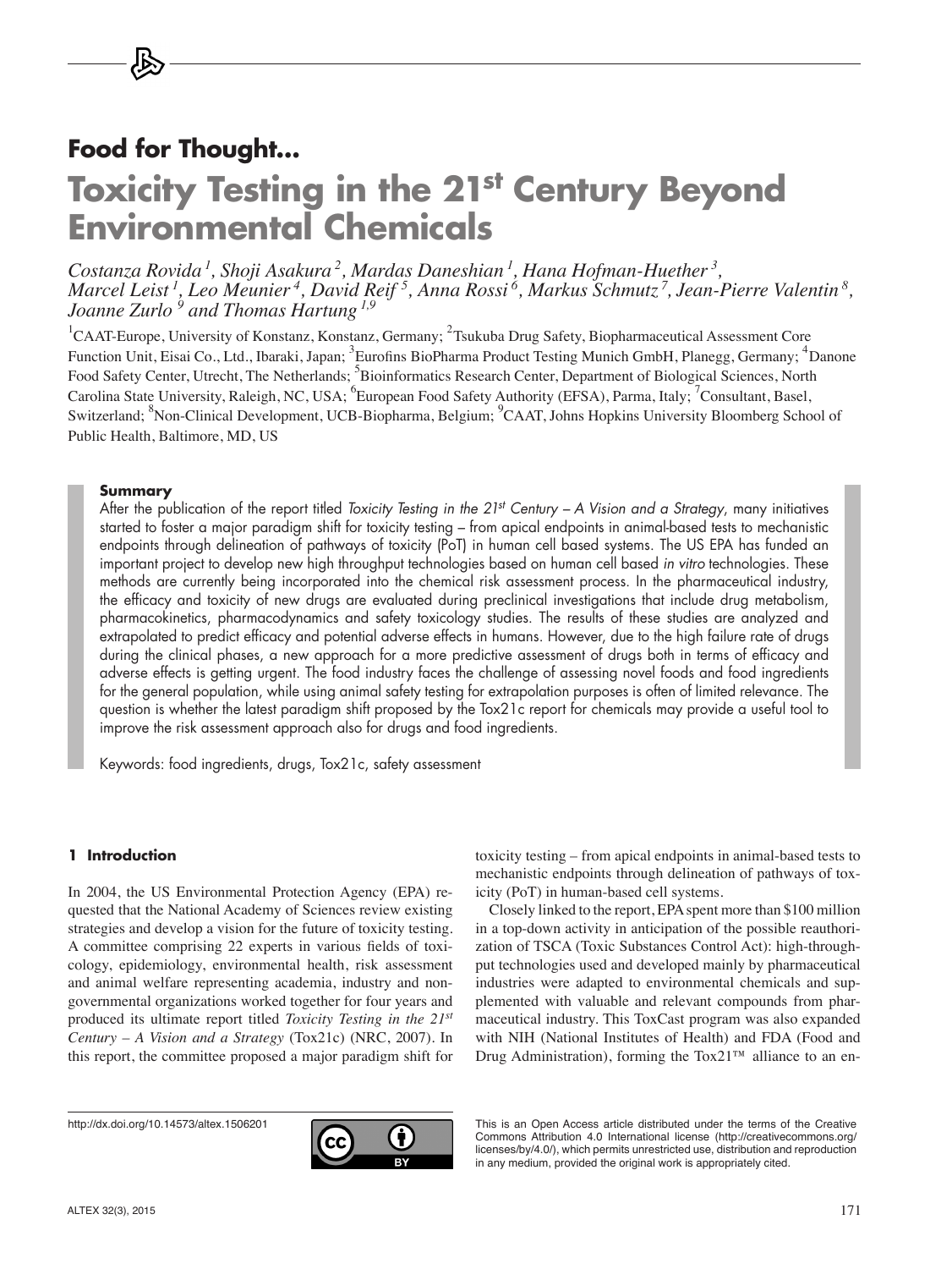## Food for Thought…

# Toxicity Testing in the 21st Century Beyond Environmental Chemicals

*Costanza Rovida [1], Shoji Asakura [2], Mardas Daneshian [1], Hana Hofman-Huether [3], Marcel Leist [1], Leo Meunier [4], David Reif [5], Anna Rossi [6], Markus Schmutz [7], Jean-Pierre Valentin [8], Joanne Zurlo [9] and Thomas Hartung [1,9]*

[1]CAAT-Europe, University of Konstanz, Konstanz, Germany; [2]Tsukuba Drug Safety, Biopharmaceutical Assessment Core Function Unit, Eisai Co., Ltd., Ibaraki, Japan; [3]Eurofins BioPharma Product Testing Munich GmbH, Planegg, Germany; [4]Danone Food Safety Center, Utrecht, The Netherlands; [5]Bioinformatics Research Center, Department of Biological Sciences, North Carolina State University, Raleigh, NC, USA; [6]European Food Safety Authority (EFSA), Parma, Italy; [7]Consultant, Basel, Switzerland; [8]Non-Clinical Development, UCB-Biopharma, Belgium; [9]CAAT, Johns Hopkins University Bloomberg School of Public Health, Baltimore, MD, US

**Summary**

After the publication of the report titled *Toxicity Testing in the 21st Century – A Vision and a Strategy*, many initiatives started to foster a major paradigm shift for toxicity testing – from apical endpoints in animal-based tests to mechanistic endpoints through delineation of pathways of toxicity (PoT) in human cell based systems. The US EPA has funded an important project to develop new high throughput technologies based on human cell based *in vitro* technologies. These methods are currently being incorporated into the chemical risk assessment process. In the pharmaceutical industry, the efficacy and toxicity of new drugs are evaluated during preclinical investigations that include drug metabolism, pharmacokinetics, pharmacodynamics and safety toxicology studies. The results of these studies are analyzed and extrapolated to predict efficacy and potential adverse effects in humans. However, due to the high failure rate of drugs during the clinical phases, a new approach for a more predictive assessment of drugs both in terms of efficacy and adverse effects is getting urgent. The food industry faces the challenge of assessing novel foods and food ingredients for the general population, while using animal safety testing for extrapolation purposes is often of limited relevance. The question is whether the latest paradigm shift proposed by the Tox21c report for chemicals may provide a useful tool to improve the risk assessment approach also for drugs and food ingredients.

Keywords: food ingredients, drugs, Tox21c, safety assessment

## 1 Introduction

In 2004, the US Environmental Protection Agency (EPA) requested that the National Academy of Sciences review existing strategies and develop a vision for the future of toxicity testing. A committee comprising 22 experts in various fields of toxicology, epidemiology, environmental health, risk assessment and animal welfare representing academia, industry and nongovernmental organizations worked together for four years and produced its ultimate report titled *Toxicity Testing in the 21st Century – A Vision and a Strategy* (Tox21c) (NRC, 2007). In this report, the committee proposed a major paradigm shift for toxicity testing – from apical endpoints in animal-based tests to mechanistic endpoints through delineation of pathways of toxicity (PoT) in human-based cell systems.

Closely linked to the report, EPA spent more than $100 million in a top-down activity in anticipation of the possible reauthorization of TSCA (Toxic Substances Control Act): high-throughput technologies used and developed mainly by pharmaceutical industries were adapted to environmental chemicals and supplemented with valuable and relevant compounds from pharmaceutical industry. This ToxCast program was also expanded with NIH (National Institutes of Health) and FDA (Food and Drug Administration), forming the Tox21™ alliance to an en-

http://dx.doi.org/10.14573/altex.1506201

This is an Open Access article distributed under the terms of the Creative Commons Attribution 4.0 International license (http://creativecommons.org/licenses/by/4.0/), which permits unrestricted use, distribution and reproduction in any medium, provided the original work is appropriately cited.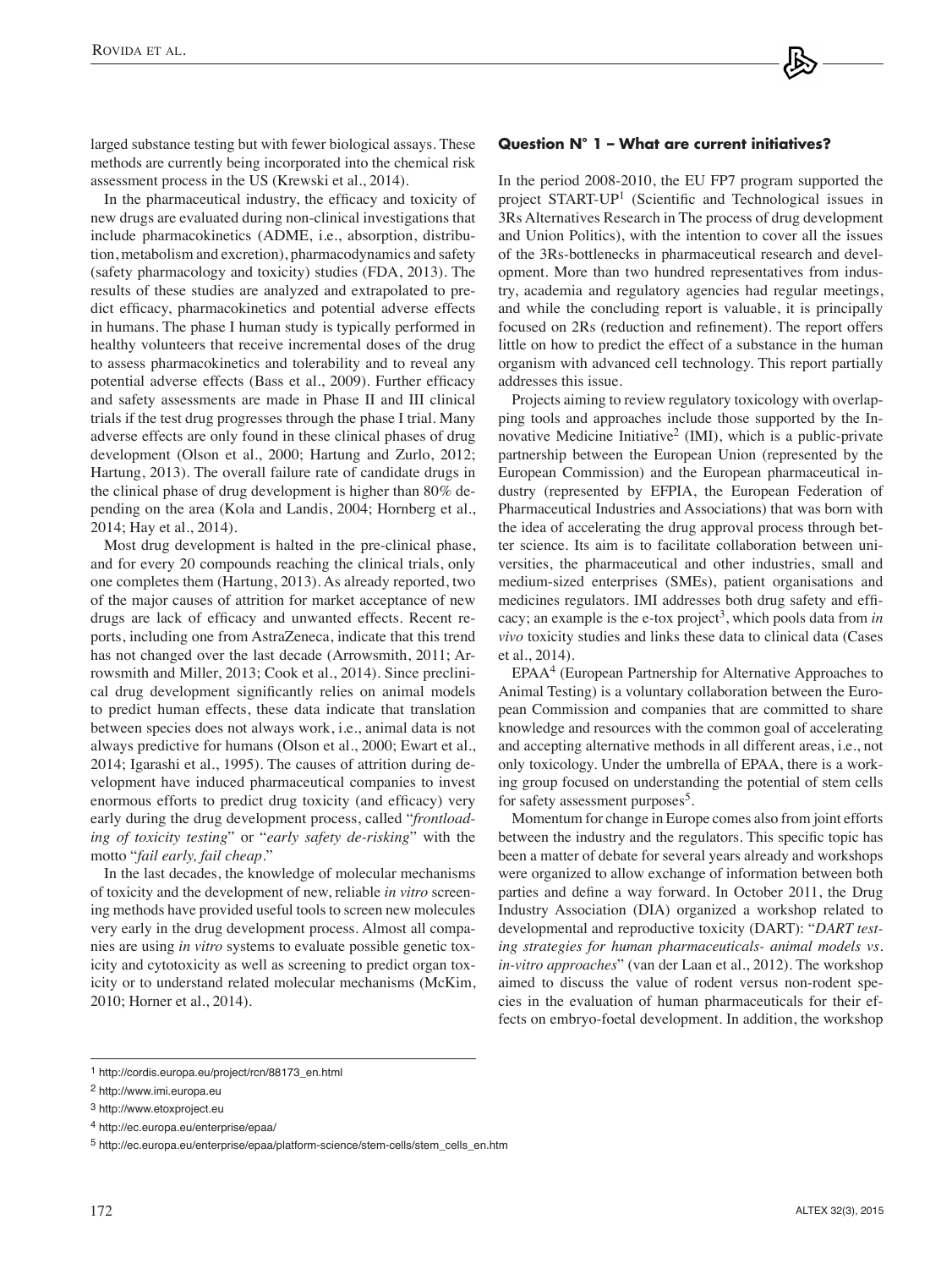larged substance testing but with fewer biological assays. These methods are currently being incorporated into the chemical risk assessment process in the US (Krewski et al., 2014).

In the pharmaceutical industry, the efficacy and toxicity of new drugs are evaluated during non-clinical investigations that include pharmacokinetics (ADME, i.e., absorption, distribution, metabolism and excretion), pharmacodynamics and safety (safety pharmacology and toxicity) studies (FDA, 2013). The results of these studies are analyzed and extrapolated to predict efficacy, pharmacokinetics and potential adverse effects in humans. The phase I human study is typically performed in healthy volunteers that receive incremental doses of the drug to assess pharmacokinetics and tolerability and to reveal any potential adverse effects (Bass et al., 2009). Further efficacy and safety assessments are made in Phase II and III clinical trials if the test drug progresses through the phase I trial. Many adverse effects are only found in these clinical phases of drug development (Olson et al., 2000; Hartung and Zurlo, 2012; Hartung, 2013). The overall failure rate of candidate drugs in the clinical phase of drug development is higher than 80% depending on the area (Kola and Landis, 2004; Hornberg et al., 2014; Hay et al., 2014).

Most drug development is halted in the pre-clinical phase, and for every 20 compounds reaching the clinical trials, only one completes them (Hartung, 2013). As already reported, two of the major causes of attrition for market acceptance of new drugs are lack of efficacy and unwanted effects. Recent reports, including one from AstraZeneca, indicate that this trend has not changed over the last decade (Arrowsmith, 2011; Arrowsmith and Miller, 2013; Cook et al., 2014). Since preclinical drug development significantly relies on animal models to predict human effects, these data indicate that translation between species does not always work, i.e., animal data is not always predictive for humans (Olson et al., 2000; Ewart et al., 2014; Igarashi et al., 1995). The causes of attrition during development have induced pharmaceutical companies to invest enormous efforts to predict drug toxicity (and efficacy) very early during the drug development process, called "*frontloading of toxicity testing*" or "*early safety de-risking*" with the motto "*fail early, fail cheap*."

In the last decades, the knowledge of molecular mechanisms of toxicity and the development of new, reliable *in vitro* screening methods have provided useful tools to screen new molecules very early in the drug development process. Almost all companies are using *in vitro* systems to evaluate possible genetic toxicity and cytotoxicity as well as screening to predict organ toxicity or to understand related molecular mechanisms (McKim, 2010; Horner et al., 2014).

### Question N° 1 – What are current initiatives?

In the period 2008-2010, the EU FP7 program supported the project START-UP[1] (Scientific and Technological issues in 3Rs Alternatives Research in The process of drug development and Union Politics), with the intention to cover all the issues of the 3Rs-bottlenecks in pharmaceutical research and development. More than two hundred representatives from industry, academia and regulatory agencies had regular meetings, and while the concluding report is valuable, it is principally focused on 2Rs (reduction and refinement). The report offers little on how to predict the effect of a substance in the human organism with advanced cell technology. This report partially addresses this issue.

Projects aiming to review regulatory toxicology with overlapping tools and approaches include those supported by the Innovative Medicine Initiative[2] (IMI), which is a public-private partnership between the European Union (represented by the European Commission) and the European pharmaceutical industry (represented by EFPIA, the European Federation of Pharmaceutical Industries and Associations) that was born with the idea of accelerating the drug approval process through better science. Its aim is to facilitate collaboration between universities, the pharmaceutical and other industries, small and medium-sized enterprises (SMEs), patient organisations and medicines regulators. IMI addresses both drug safety and efficacy; an example is the e-tox project[3], which pools data from *in vivo* toxicity studies and links these data to clinical data (Cases et al., 2014).

EPAA[4] (European Partnership for Alternative Approaches to Animal Testing) is a voluntary collaboration between the European Commission and companies that are committed to share knowledge and resources with the common goal of accelerating and accepting alternative methods in all different areas, i.e., not only toxicology. Under the umbrella of EPAA, there is a working group focused on understanding the potential of stem cells for safety assessment purposes[5].

Momentum for change in Europe comes also from joint efforts between the industry and the regulators. This specific topic has been a matter of debate for several years already and workshops were organized to allow exchange of information between both parties and define a way forward. In October 2011, the Drug Industry Association (DIA) organized a workshop related to developmental and reproductive toxicity (DART): "*DART testing strategies for human pharmaceuticals- animal models vs. in-vitro approaches*" (van der Laan et al., 2012). The workshop aimed to discuss the value of rodent versus non-rodent species in the evaluation of human pharmaceuticals for their effects on embryo-foetal development. In addition, the workshop

---

[1] http://cordis.europa.eu/project/rcn/88173_en.html

[2] http://www.imi.europa.eu

[3] http://www.etoxproject.eu

[4] http://ec.europa.eu/enterprise/epaa/

[5] http://ec.europa.eu/enterprise/epaa/platform-science/stem-cells/stem_cells_en.htm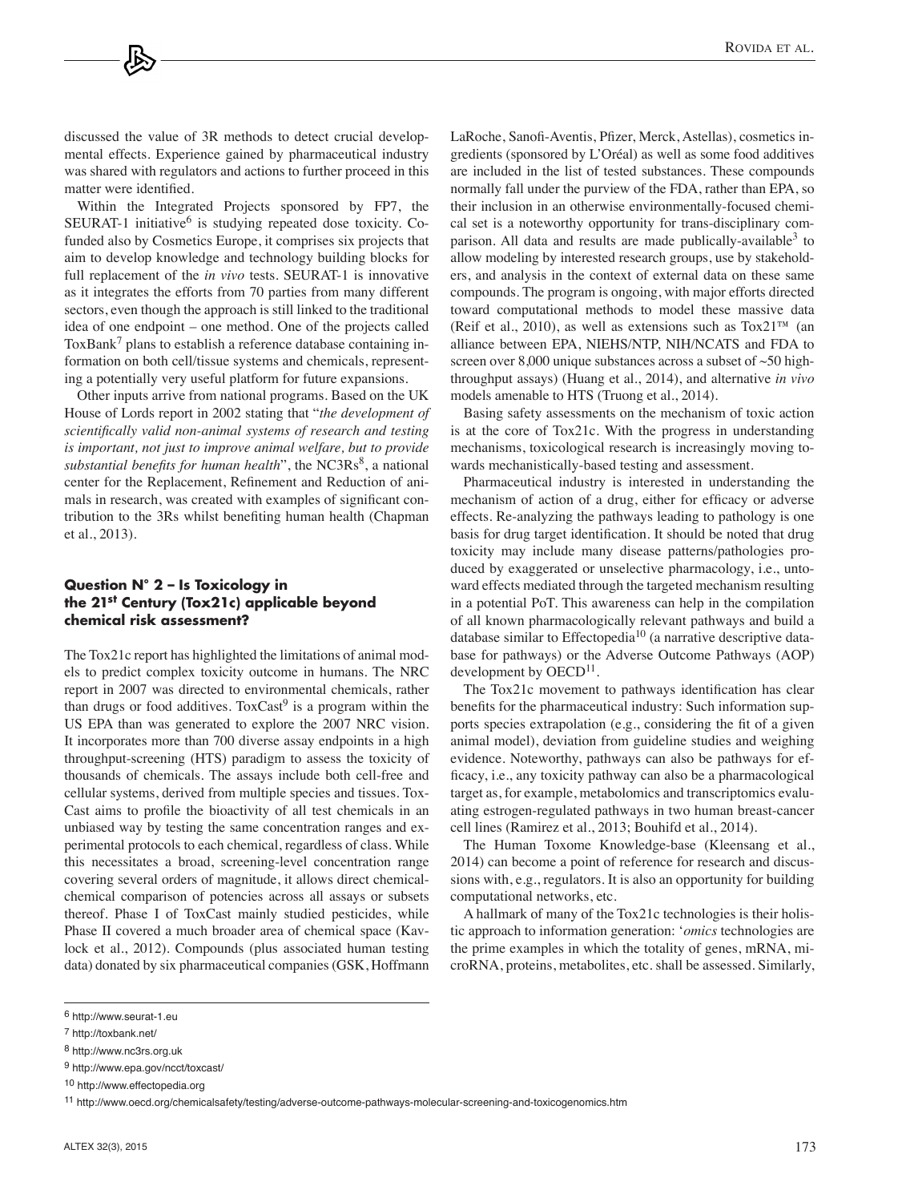discussed the value of 3R methods to detect crucial developmental effects. Experience gained by pharmaceutical industry was shared with regulators and actions to further proceed in this matter were identified.

Within the Integrated Projects sponsored by FP7, the SEURAT-1 initiative[6] is studying repeated dose toxicity. Co-funded also by Cosmetics Europe, it comprises six projects that aim to develop knowledge and technology building blocks for full replacement of the *in vivo* tests. SEURAT-1 is innovative as it integrates the efforts from 70 parties from many different sectors, even though the approach is still linked to the traditional idea of one endpoint – one method. One of the projects called ToxBank[7] plans to establish a reference database containing information on both cell/tissue systems and chemicals, representing a potentially very useful platform for future expansions.

Other inputs arrive from national programs. Based on the UK House of Lords report in 2002 stating that "*the development of scientifically valid non-animal systems of research and testing is important, not just to improve animal welfare, but to provide substantial benefits for human health*", the NC3Rs[8], a national center for the Replacement, Refinement and Reduction of animals in research, was created with examples of significant contribution to the 3Rs whilst benefiting human health (Chapman et al., 2013).

## Question N° 2 – Is Toxicology in the 21st Century (Tox21c) applicable beyond chemical risk assessment?

The Tox21c report has highlighted the limitations of animal models to predict complex toxicity outcome in humans. The NRC report in 2007 was directed to environmental chemicals, rather than drugs or food additives. ToxCast[9] is a program within the US EPA than was generated to explore the 2007 NRC vision. It incorporates more than 700 diverse assay endpoints in a high throughput-screening (HTS) paradigm to assess the toxicity of thousands of chemicals. The assays include both cell-free and cellular systems, derived from multiple species and tissues. ToxCast aims to profile the bioactivity of all test chemicals in an unbiased way by testing the same concentration ranges and experimental protocols to each chemical, regardless of class. While this necessitates a broad, screening-level concentration range covering several orders of magnitude, it allows direct chemical-chemical comparison of potencies across all assays or subsets thereof. Phase I of ToxCast mainly studied pesticides, while Phase II covered a much broader area of chemical space (Kavlock et al., 2012). Compounds (plus associated human testing data) donated by six pharmaceutical companies (GSK, Hoffmann LaRoche, Sanofi-Aventis, Pfizer, Merck, Astellas), cosmetics ingredients (sponsored by L'Oréal) as well as some food additives are included in the list of tested substances. These compounds normally fall under the purview of the FDA, rather than EPA, so their inclusion in an otherwise environmentally-focused chemical set is a noteworthy opportunity for trans-disciplinary comparison. All data and results are made publically-available[3] to allow modeling by interested research groups, use by stakeholders, and analysis in the context of external data on these same compounds. The program is ongoing, with major efforts directed toward computational methods to model these massive data (Reif et al., 2010), as well as extensions such as Tox21™ (an alliance between EPA, NIEHS/NTP, NIH/NCATS and FDA to screen over 8,000 unique substances across a subset of ~50 high-throughput assays) (Huang et al., 2014), and alternative *in vivo* models amenable to HTS (Truong et al., 2014).

Basing safety assessments on the mechanism of toxic action is at the core of Tox21c. With the progress in understanding mechanisms, toxicological research is increasingly moving towards mechanistically-based testing and assessment.

Pharmaceutical industry is interested in understanding the mechanism of action of a drug, either for efficacy or adverse effects. Re-analyzing the pathways leading to pathology is one basis for drug target identification. It should be noted that drug toxicity may include many disease patterns/pathologies produced by exaggerated or unselective pharmacology, i.e., untoward effects mediated through the targeted mechanism resulting in a potential PoT. This awareness can help in the compilation of all known pharmacologically relevant pathways and build a database similar to Effectopedia[10] (a narrative descriptive database for pathways) or the Adverse Outcome Pathways (AOP) development by OECD[11].

The Tox21c movement to pathways identification has clear benefits for the pharmaceutical industry: Such information supports species extrapolation (e.g., considering the fit of a given animal model), deviation from guideline studies and weighing evidence. Noteworthy, pathways can also be pathways for efficacy, i.e., any toxicity pathway can also be a pharmacological target as, for example, metabolomics and transcriptomics evaluating estrogen-regulated pathways in two human breast-cancer cell lines (Ramirez et al., 2013; Bouhifd et al., 2014).

The Human Toxome Knowledge-base (Kleensang et al., 2014) can become a point of reference for research and discussions with, e.g., regulators. It is also an opportunity for building computational networks, etc.

A hallmark of many of the Tox21c technologies is their holistic approach to information generation: '*omics* technologies are the prime examples in which the totality of genes, mRNA, microRNA, proteins, metabolites, etc. shall be assessed. Similarly,

---

6 http://www.seurat-1.eu

7 http://toxbank.net/

8 http://www.nc3rs.org.uk

9 http://www.epa.gov/ncct/toxcast/

10 http://www.effectopedia.org

11 http://www.oecd.org/chemicalsafety/testing/adverse-outcome-pathways-molecular-screening-and-toxicogenomics.htm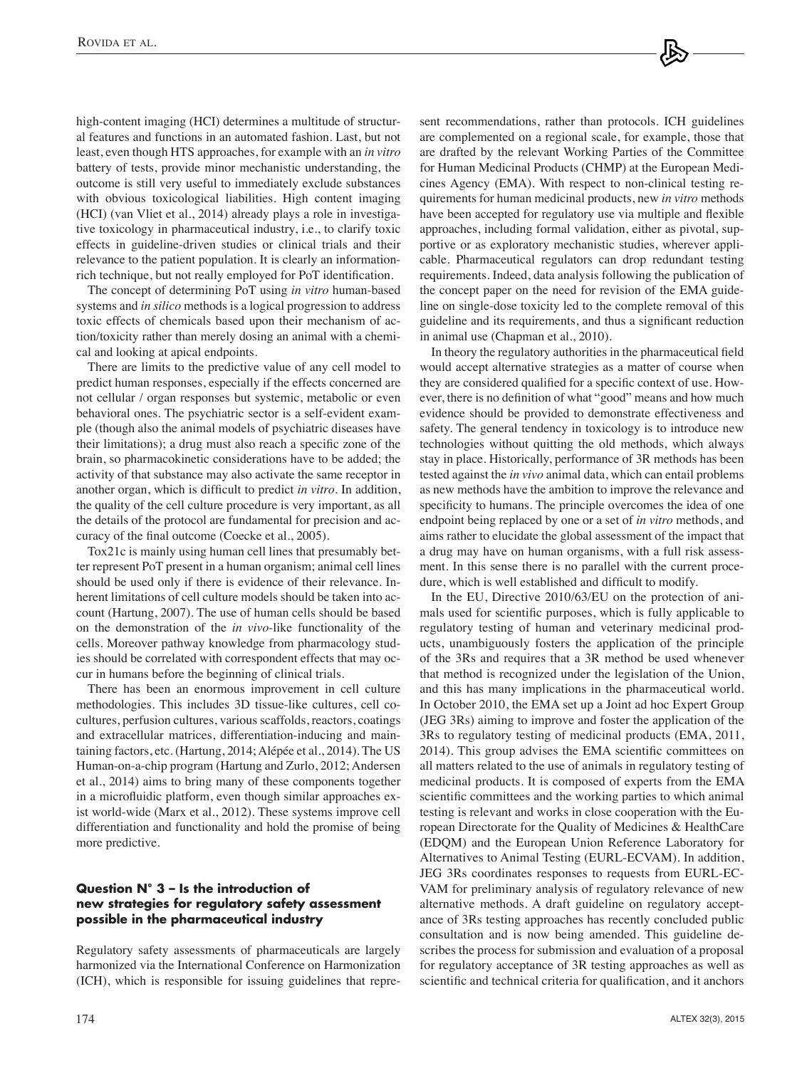high-content imaging (HCI) determines a multitude of structural features and functions in an automated fashion. Last, but not least, even though HTS approaches, for example with an *in vitro* battery of tests, provide minor mechanistic understanding, the outcome is still very useful to immediately exclude substances with obvious toxicological liabilities. High content imaging (HCI) (van Vliet et al., 2014) already plays a role in investigative toxicology in pharmaceutical industry, i.e., to clarify toxic effects in guideline-driven studies or clinical trials and their relevance to the patient population. It is clearly an information-rich technique, but not really employed for PoT identification.

The concept of determining PoT using *in vitro* human-based systems and *in silico* methods is a logical progression to address toxic effects of chemicals based upon their mechanism of action/toxicity rather than merely dosing an animal with a chemical and looking at apical endpoints.

There are limits to the predictive value of any cell model to predict human responses, especially if the effects concerned are not cellular / organ responses but systemic, metabolic or even behavioral ones. The psychiatric sector is a self-evident example (though also the animal models of psychiatric diseases have their limitations); a drug must also reach a specific zone of the brain, so pharmacokinetic considerations have to be added; the activity of that substance may also activate the same receptor in another organ, which is difficult to predict *in vitro*. In addition, the quality of the cell culture procedure is very important, as all the details of the protocol are fundamental for precision and accuracy of the final outcome (Coecke et al., 2005).

Tox21c is mainly using human cell lines that presumably better represent PoT present in a human organism; animal cell lines should be used only if there is evidence of their relevance. Inherent limitations of cell culture models should be taken into account (Hartung, 2007). The use of human cells should be based on the demonstration of the *in vivo*-like functionality of the cells. Moreover pathway knowledge from pharmacology studies should be correlated with correspondent effects that may occur in humans before the beginning of clinical trials.

There has been an enormous improvement in cell culture methodologies. This includes 3D tissue-like cultures, cell cocultures, perfusion cultures, various scaffolds, reactors, coatings and extracellular matrices, differentiation-inducing and maintaining factors, etc. (Hartung, 2014; Alépée et al., 2014). The US Human-on-a-chip program (Hartung and Zurlo, 2012; Andersen et al., 2014) aims to bring many of these components together in a microfluidic platform, even though similar approaches exist world-wide (Marx et al., 2012). These systems improve cell differentiation and functionality and hold the promise of being more predictive.

### Question N° 3 – Is the introduction of new strategies for regulatory safety assessment possible in the pharmaceutical industry

Regulatory safety assessments of pharmaceuticals are largely harmonized via the International Conference on Harmonization (ICH), which is responsible for issuing guidelines that represent recommendations, rather than protocols. ICH guidelines are complemented on a regional scale, for example, those that are drafted by the relevant Working Parties of the Committee for Human Medicinal Products (CHMP) at the European Medicines Agency (EMA). With respect to non-clinical testing requirements for human medicinal products, new *in vitro* methods have been accepted for regulatory use via multiple and flexible approaches, including formal validation, either as pivotal, supportive or as exploratory mechanistic studies, wherever applicable. Pharmaceutical regulators can drop redundant testing requirements. Indeed, data analysis following the publication of the concept paper on the need for revision of the EMA guideline on single-dose toxicity led to the complete removal of this guideline and its requirements, and thus a significant reduction in animal use (Chapman et al., 2010).

In theory the regulatory authorities in the pharmaceutical field would accept alternative strategies as a matter of course when they are considered qualified for a specific context of use. However, there is no definition of what "good" means and how much evidence should be provided to demonstrate effectiveness and safety. The general tendency in toxicology is to introduce new technologies without quitting the old methods, which always stay in place. Historically, performance of 3R methods has been tested against the *in vivo* animal data, which can entail problems as new methods have the ambition to improve the relevance and specificity to humans. The principle overcomes the idea of one endpoint being replaced by one or a set of *in vitro* methods, and aims rather to elucidate the global assessment of the impact that a drug may have on human organisms, with a full risk assessment. In this sense there is no parallel with the current procedure, which is well established and difficult to modify.

In the EU, Directive 2010/63/EU on the protection of animals used for scientific purposes, which is fully applicable to regulatory testing of human and veterinary medicinal products, unambiguously fosters the application of the principle of the 3Rs and requires that a 3R method be used whenever that method is recognized under the legislation of the Union, and this has many implications in the pharmaceutical world. In October 2010, the EMA set up a Joint ad hoc Expert Group (JEG 3Rs) aiming to improve and foster the application of the 3Rs to regulatory testing of medicinal products (EMA, 2011, 2014). This group advises the EMA scientific committees on all matters related to the use of animals in regulatory testing of medicinal products. It is composed of experts from the EMA scientific committees and the working parties to which animal testing is relevant and works in close cooperation with the European Directorate for the Quality of Medicines & HealthCare (EDQM) and the European Union Reference Laboratory for Alternatives to Animal Testing (EURL-ECVAM). In addition, JEG 3Rs coordinates responses to requests from EURL-ECVAM for preliminary analysis of regulatory relevance of new alternative methods. A draft guideline on regulatory acceptance of 3Rs testing approaches has recently concluded public consultation and is now being amended. This guideline describes the process for submission and evaluation of a proposal for regulatory acceptance of 3R testing approaches as well as scientific and technical criteria for qualification, and it anchors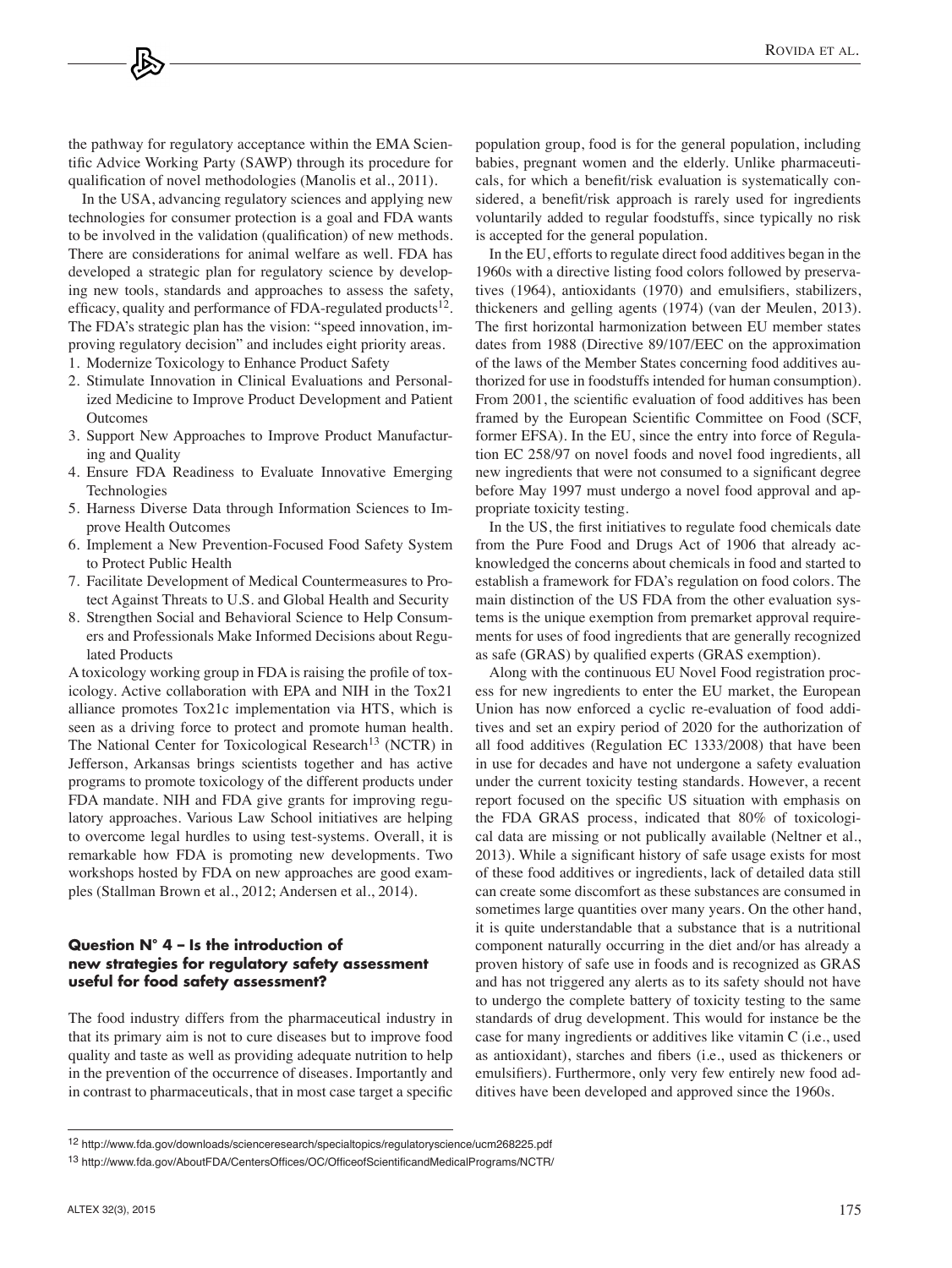the pathway for regulatory acceptance within the EMA Scientific Advice Working Party (SAWP) through its procedure for qualification of novel methodologies (Manolis et al., 2011).

In the USA, advancing regulatory sciences and applying new technologies for consumer protection is a goal and FDA wants to be involved in the validation (qualification) of new methods. There are considerations for animal welfare as well. FDA has developed a strategic plan for regulatory science by developing new tools, standards and approaches to assess the safety, efficacy, quality and performance of FDA-regulated products[12]. The FDA's strategic plan has the vision: "speed innovation, improving regulatory decision" and includes eight priority areas.

1. Modernize Toxicology to Enhance Product Safety
2. Stimulate Innovation in Clinical Evaluations and Personalized Medicine to Improve Product Development and Patient Outcomes
3. Support New Approaches to Improve Product Manufacturing and Quality
4. Ensure FDA Readiness to Evaluate Innovative Emerging Technologies
5. Harness Diverse Data through Information Sciences to Improve Health Outcomes
6. Implement a New Prevention-Focused Food Safety System to Protect Public Health
7. Facilitate Development of Medical Countermeasures to Protect Against Threats to U.S. and Global Health and Security
8. Strengthen Social and Behavioral Science to Help Consumers and Professionals Make Informed Decisions about Regulated Products

A toxicology working group in FDA is raising the profile of toxicology. Active collaboration with EPA and NIH in the Tox21 alliance promotes Tox21c implementation via HTS, which is seen as a driving force to protect and promote human health. The National Center for Toxicological Research[13] (NCTR) in Jefferson, Arkansas brings scientists together and has active programs to promote toxicology of the different products under FDA mandate. NIH and FDA give grants for improving regulatory approaches. Various Law School initiatives are helping to overcome legal hurdles to using test-systems. Overall, it is remarkable how FDA is promoting new developments. Two workshops hosted by FDA on new approaches are good examples (Stallman Brown et al., 2012; Andersen et al., 2014).

## Question N° 4 – Is the introduction of new strategies for regulatory safety assessment useful for food safety assessment?

The food industry differs from the pharmaceutical industry in that its primary aim is not to cure diseases but to improve food quality and taste as well as providing adequate nutrition to help in the prevention of the occurrence of diseases. Importantly and in contrast to pharmaceuticals, that in most case target a specific population group, food is for the general population, including babies, pregnant women and the elderly. Unlike pharmaceuticals, for which a benefit/risk evaluation is systematically considered, a benefit/risk approach is rarely used for ingredients voluntarily added to regular foodstuffs, since typically no risk is accepted for the general population.

In the EU, efforts to regulate direct food additives began in the 1960s with a directive listing food colors followed by preservatives (1964), antioxidants (1970) and emulsifiers, stabilizers, thickeners and gelling agents (1974) (van der Meulen, 2013). The first horizontal harmonization between EU member states dates from 1988 (Directive 89/107/EEC on the approximation of the laws of the Member States concerning food additives authorized for use in foodstuffs intended for human consumption). From 2001, the scientific evaluation of food additives has been framed by the European Scientific Committee on Food (SCF, former EFSA). In the EU, since the entry into force of Regulation EC 258/97 on novel foods and novel food ingredients, all new ingredients that were not consumed to a significant degree before May 1997 must undergo a novel food approval and appropriate toxicity testing.

In the US, the first initiatives to regulate food chemicals date from the Pure Food and Drugs Act of 1906 that already acknowledged the concerns about chemicals in food and started to establish a framework for FDA's regulation on food colors. The main distinction of the US FDA from the other evaluation systems is the unique exemption from premarket approval requirements for uses of food ingredients that are generally recognized as safe (GRAS) by qualified experts (GRAS exemption).

Along with the continuous EU Novel Food registration process for new ingredients to enter the EU market, the European Union has now enforced a cyclic re-evaluation of food additives and set an expiry period of 2020 for the authorization of all food additives (Regulation EC 1333/2008) that have been in use for decades and have not undergone a safety evaluation under the current toxicity testing standards. However, a recent report focused on the specific US situation with emphasis on the FDA GRAS process, indicated that 80% of toxicological data are missing or not publically available (Neltner et al., 2013). While a significant history of safe usage exists for most of these food additives or ingredients, lack of detailed data still can create some discomfort as these substances are consumed in sometimes large quantities over many years. On the other hand, it is quite understandable that a substance that is a nutritional component naturally occurring in the diet and/or has already a proven history of safe use in foods and is recognized as GRAS and has not triggered any alerts as to its safety should not have to undergo the complete battery of toxicity testing to the same standards of drug development. This would for instance be the case for many ingredients or additives like vitamin C (i.e., used as antioxidant), starches and fibers (i.e., used as thickeners or emulsifiers). Furthermore, only very few entirely new food additives have been developed and approved since the 1960s.

[12] http://www.fda.gov/downloads/scienceresearch/specialtopics/regulatoryscience/ucm268225.pdf

[13] http://www.fda.gov/AboutFDA/CentersOffices/OC/OfficeofScientificandMedicalPrograms/NCTR/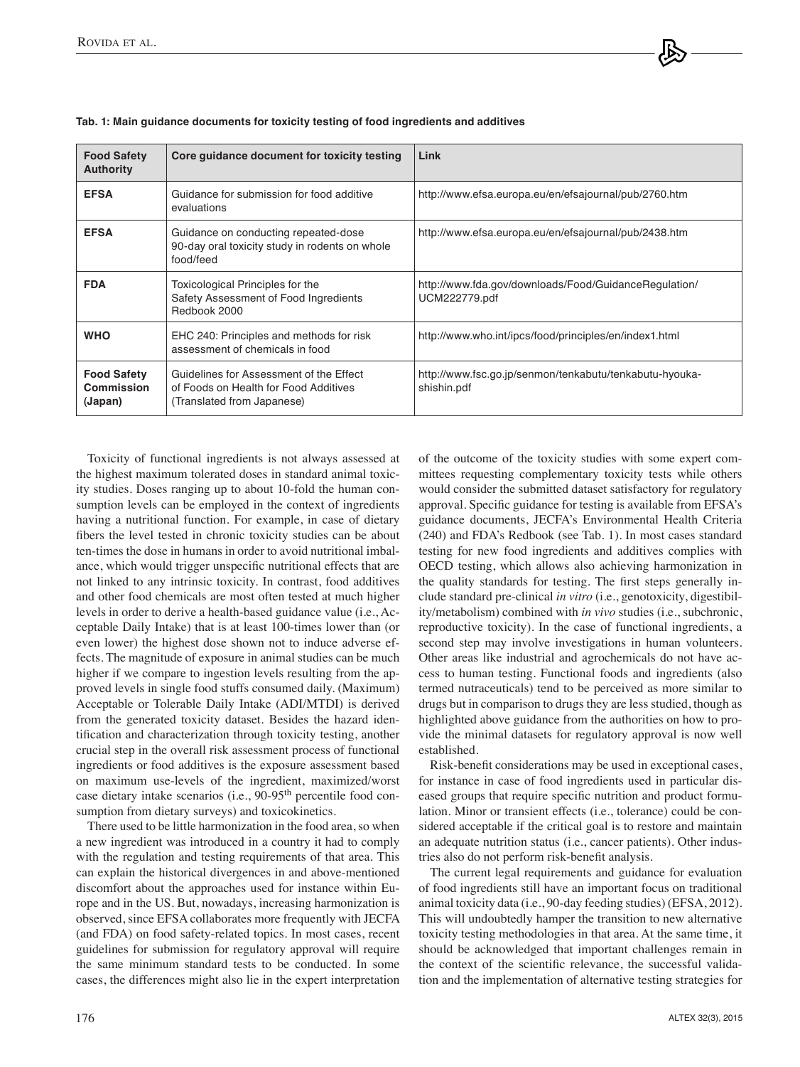**Tab. 1: Main guidance documents for toxicity testing of food ingredients and additives**

| Food Safety Authority | Core guidance document for toxicity testing | Link |
|---|---|---|
| **EFSA** | Guidance for submission for food additive evaluations | http://www.efsa.europa.eu/en/efsajournal/pub/2760.htm |
| **EFSA** | Guidance on conducting repeated-dose 90-day oral toxicity study in rodents on whole food/feed | http://www.efsa.europa.eu/en/efsajournal/pub/2438.htm |
| **FDA** | Toxicological Principles for the Safety Assessment of Food Ingredients Redbook 2000 | http://www.fda.gov/downloads/Food/GuidanceRegulation/UCM222779.pdf |
| **WHO** | EHC 240: Principles and methods for risk assessment of chemicals in food | http://www.who.int/ipcs/food/principles/en/index1.html |
| **Food Safety Commission (Japan)** | Guidelines for Assessment of the Effect of Foods on Health for Food Additives (Translated from Japanese) | http://www.fsc.go.jp/senmon/tenkabutu/tenkabutu-hyouka-shishin.pdf |

Toxicity of functional ingredients is not always assessed at the highest maximum tolerated doses in standard animal toxicity studies. Doses ranging up to about 10-fold the human consumption levels can be employed in the context of ingredients having a nutritional function. For example, in case of dietary fibers the level tested in chronic toxicity studies can be about ten-times the dose in humans in order to avoid nutritional imbalance, which would trigger unspecific nutritional effects that are not linked to any intrinsic toxicity. In contrast, food additives and other food chemicals are most often tested at much higher levels in order to derive a health-based guidance value (i.e., Acceptable Daily Intake) that is at least 100-times lower than (or even lower) the highest dose shown not to induce adverse effects. The magnitude of exposure in animal studies can be much higher if we compare to ingestion levels resulting from the approved levels in single food stuffs consumed daily. (Maximum) Acceptable or Tolerable Daily Intake (ADI/MTDI) is derived from the generated toxicity dataset. Besides the hazard identification and characterization through toxicity testing, another crucial step in the overall risk assessment process of functional ingredients or food additives is the exposure assessment based on maximum use-levels of the ingredient, maximized/worst case dietary intake scenarios (i.e., 90-95$^{th}$ percentile food consumption from dietary surveys) and toxicokinetics.

There used to be little harmonization in the food area, so when a new ingredient was introduced in a country it had to comply with the regulation and testing requirements of that area. This can explain the historical divergences in and above-mentioned discomfort about the approaches used for instance within Europe and in the US. But, nowadays, increasing harmonization is observed, since EFSA collaborates more frequently with JECFA (and FDA) on food safety-related topics. In most cases, recent guidelines for submission for regulatory approval will require the same minimum standard tests to be conducted. In some cases, the differences might also lie in the expert interpretation of the outcome of the toxicity studies with some expert committees requesting complementary toxicity tests while others would consider the submitted dataset satisfactory for regulatory approval. Specific guidance for testing is available from EFSA's guidance documents, JECFA's Environmental Health Criteria (240) and FDA's Redbook (see Tab. 1). In most cases standard testing for new food ingredients and additives complies with OECD testing, which allows also achieving harmonization in the quality standards for testing. The first steps generally include standard pre-clinical *in vitro* (i.e., genotoxicity, digestibility/metabolism) combined with *in vivo* studies (i.e., subchronic, reproductive toxicity). In the case of functional ingredients, a second step may involve investigations in human volunteers. Other areas like industrial and agrochemicals do not have access to human testing. Functional foods and ingredients (also termed nutraceuticals) tend to be perceived as more similar to drugs but in comparison to drugs they are less studied, though as highlighted above guidance from the authorities on how to provide the minimal datasets for regulatory approval is now well established.

Risk-benefit considerations may be used in exceptional cases, for instance in case of food ingredients used in particular diseased groups that require specific nutrition and product formulation. Minor or transient effects (i.e., tolerance) could be considered acceptable if the critical goal is to restore and maintain an adequate nutrition status (i.e., cancer patients). Other industries also do not perform risk-benefit analysis.

The current legal requirements and guidance for evaluation of food ingredients still have an important focus on traditional animal toxicity data (i.e., 90-day feeding studies) (EFSA, 2012). This will undoubtedly hamper the transition to new alternative toxicity testing methodologies in that area. At the same time, it should be acknowledged that important challenges remain in the context of the scientific relevance, the successful validation and the implementation of alternative testing strategies for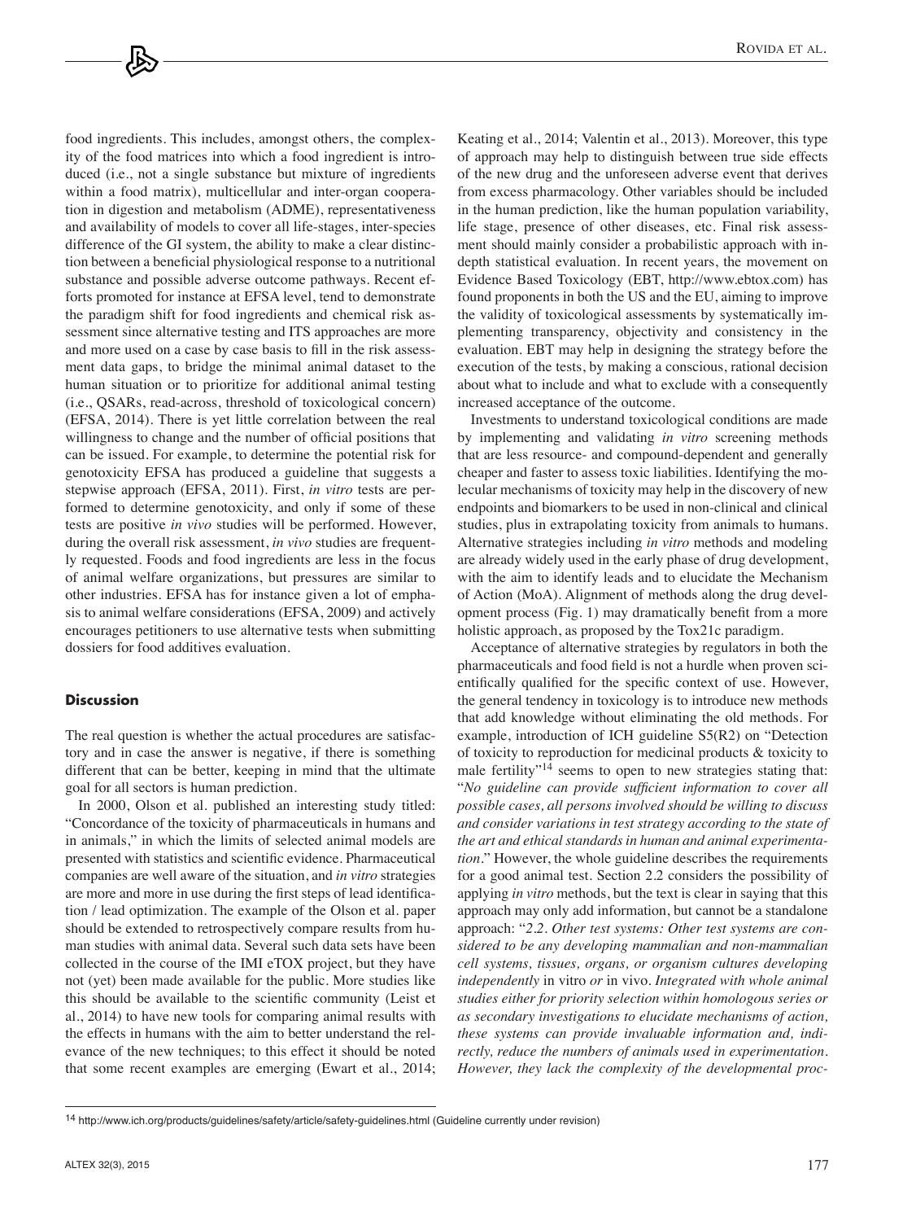food ingredients. This includes, amongst others, the complexity of the food matrices into which a food ingredient is introduced (i.e., not a single substance but mixture of ingredients within a food matrix), multicellular and inter-organ cooperation in digestion and metabolism (ADME), representativeness and availability of models to cover all life-stages, inter-species difference of the GI system, the ability to make a clear distinction between a beneficial physiological response to a nutritional substance and possible adverse outcome pathways. Recent efforts promoted for instance at EFSA level, tend to demonstrate the paradigm shift for food ingredients and chemical risk assessment since alternative testing and ITS approaches are more and more used on a case by case basis to fill in the risk assessment data gaps, to bridge the minimal animal dataset to the human situation or to prioritize for additional animal testing (i.e., QSARs, read-across, threshold of toxicological concern) (EFSA, 2014). There is yet little correlation between the real willingness to change and the number of official positions that can be issued. For example, to determine the potential risk for genotoxicity EFSA has produced a guideline that suggests a stepwise approach (EFSA, 2011). First, *in vitro* tests are performed to determine genotoxicity, and only if some of these tests are positive *in vivo* studies will be performed. However, during the overall risk assessment, *in vivo* studies are frequently requested. Foods and food ingredients are less in the focus of animal welfare organizations, but pressures are similar to other industries. EFSA has for instance given a lot of emphasis to animal welfare considerations (EFSA, 2009) and actively encourages petitioners to use alternative tests when submitting dossiers for food additives evaluation.

## Discussion

The real question is whether the actual procedures are satisfactory and in case the answer is negative, if there is something different that can be better, keeping in mind that the ultimate goal for all sectors is human prediction.

In 2000, Olson et al. published an interesting study titled: "Concordance of the toxicity of pharmaceuticals in humans and in animals," in which the limits of selected animal models are presented with statistics and scientific evidence. Pharmaceutical companies are well aware of the situation, and *in vitro* strategies are more and more in use during the first steps of lead identification / lead optimization. The example of the Olson et al. paper should be extended to retrospectively compare results from human studies with animal data. Several such data sets have been collected in the course of the IMI eTOX project, but they have not (yet) been made available for the public. More studies like this should be available to the scientific community (Leist et al., 2014) to have new tools for comparing animal results with the effects in humans with the aim to better understand the relevance of the new techniques; to this effect it should be noted that some recent examples are emerging (Ewart et al., 2014; Keating et al., 2014; Valentin et al., 2013). Moreover, this type of approach may help to distinguish between true side effects of the new drug and the unforeseen adverse event that derives from excess pharmacology. Other variables should be included in the human prediction, like the human population variability, life stage, presence of other diseases, etc. Final risk assessment should mainly consider a probabilistic approach with in-depth statistical evaluation. In recent years, the movement on Evidence Based Toxicology (EBT, http://www.ebtox.com) has found proponents in both the US and the EU, aiming to improve the validity of toxicological assessments by systematically implementing transparency, objectivity and consistency in the evaluation. EBT may help in designing the strategy before the execution of the tests, by making a conscious, rational decision about what to include and what to exclude with a consequently increased acceptance of the outcome.

Investments to understand toxicological conditions are made by implementing and validating *in vitro* screening methods that are less resource- and compound-dependent and generally cheaper and faster to assess toxic liabilities. Identifying the molecular mechanisms of toxicity may help in the discovery of new endpoints and biomarkers to be used in non-clinical and clinical studies, plus in extrapolating toxicity from animals to humans. Alternative strategies including *in vitro* methods and modeling are already widely used in the early phase of drug development, with the aim to identify leads and to elucidate the Mechanism of Action (MoA). Alignment of methods along the drug development process (Fig. 1) may dramatically benefit from a more holistic approach, as proposed by the Tox21c paradigm.

Acceptance of alternative strategies by regulators in both the pharmaceuticals and food field is not a hurdle when proven scientifically qualified for the specific context of use. However, the general tendency in toxicology is to introduce new methods that add knowledge without eliminating the old methods. For example, introduction of ICH guideline S5(R2) on "Detection of toxicity to reproduction for medicinal products & toxicity to male fertility"[14] seems to open to new strategies stating that: "*No guideline can provide sufficient information to cover all possible cases, all persons involved should be willing to discuss and consider variations in test strategy according to the state of the art and ethical standards in human and animal experimentation.*" However, the whole guideline describes the requirements for a good animal test. Section 2.2 considers the possibility of applying *in vitro* methods, but the text is clear in saying that this approach may only add information, but cannot be a standalone approach: "*2.2. Other test systems: Other test systems are considered to be any developing mammalian and non-mammalian cell systems, tissues, organs, or organism cultures developing independently* in vitro *or* in vivo. *Integrated with whole animal studies either for priority selection within homologous series or as secondary investigations to elucidate mechanisms of action, these systems can provide invaluable information and, indirectly, reduce the numbers of animals used in experimentation. However, they lack the complexity of the developmental proc-*

[14] http://www.ich.org/products/guidelines/safety/article/safety-guidelines.html (Guideline currently under revision)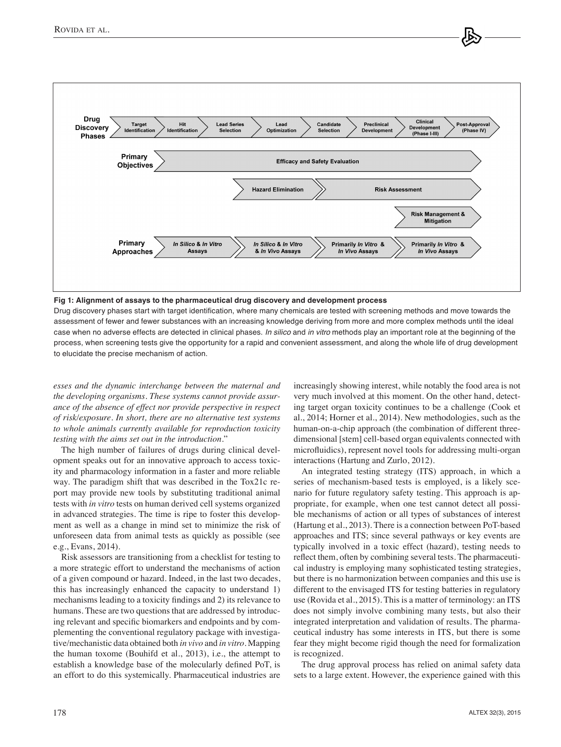**Fig 1: Alignment of assays to the pharmaceutical drug discovery and development process**

Drug discovery phases start with target identification, where many chemicals are tested with screening methods and move towards the assessment of fewer and fewer substances with an increasing knowledge deriving from more and more complex methods until the ideal case when no adverse effects are detected in clinical phases. *In silico* and *in vitro* methods play an important role at the beginning of the process, when screening tests give the opportunity for a rapid and convenient assessment, and along the whole life of drug development to elucidate the precise mechanism of action.

*esses and the dynamic interchange between the maternal and the developing organisms. These systems cannot provide assurance of the absence of effect nor provide perspective in respect of risk/exposure. In short, there are no alternative test systems to whole animals currently available for reproduction toxicity testing with the aims set out in the introduction.*"

The high number of failures of drugs during clinical development speaks out for an innovative approach to access toxicity and pharmacology information in a faster and more reliable way. The paradigm shift that was described in the Tox21c report may provide new tools by substituting traditional animal tests with *in vitro* tests on human derived cell systems organized in advanced strategies. The time is ripe to foster this development as well as a change in mind set to minimize the risk of unforeseen data from animal tests as quickly as possible (see e.g., Evans, 2014).

Risk assessors are transitioning from a checklist for testing to a more strategic effort to understand the mechanisms of action of a given compound or hazard. Indeed, in the last two decades, this has increasingly enhanced the capacity to understand 1) mechanisms leading to a toxicity findings and 2) its relevance to humans. These are two questions that are addressed by introducing relevant and specific biomarkers and endpoints and by complementing the conventional regulatory package with investigative/mechanistic data obtained both *in vivo* and *in vitro*. Mapping the human toxome (Bouhifd et al., 2013), i.e., the attempt to establish a knowledge base of the molecularly defined PoT, is an effort to do this systemically. Pharmaceutical industries are increasingly showing interest, while notably the food area is not very much involved at this moment. On the other hand, detecting target organ toxicity continues to be a challenge (Cook et al., 2014; Horner et al., 2014). New methodologies, such as the human-on-a-chip approach (the combination of different three-dimensional [stem] cell-based organ equivalents connected with microfluidics), represent novel tools for addressing multi-organ interactions (Hartung and Zurlo, 2012).

An integrated testing strategy (ITS) approach, in which a series of mechanism-based tests is employed, is a likely scenario for future regulatory safety testing. This approach is appropriate, for example, when one test cannot detect all possible mechanisms of action or all types of substances of interest (Hartung et al., 2013). There is a connection between PoT-based approaches and ITS; since several pathways or key events are typically involved in a toxic effect (hazard), testing needs to reflect them, often by combining several tests. The pharmaceutical industry is employing many sophisticated testing strategies, but there is no harmonization between companies and this use is different to the envisaged ITS for testing batteries in regulatory use (Rovida et al., 2015). This is a matter of terminology: an ITS does not simply involve combining many tests, but also their integrated interpretation and validation of results. The pharmaceutical industry has some interests in ITS, but there is some fear they might become rigid though the need for formalization is recognized.

The drug approval process has relied on animal safety data sets to a large extent. However, the experience gained with this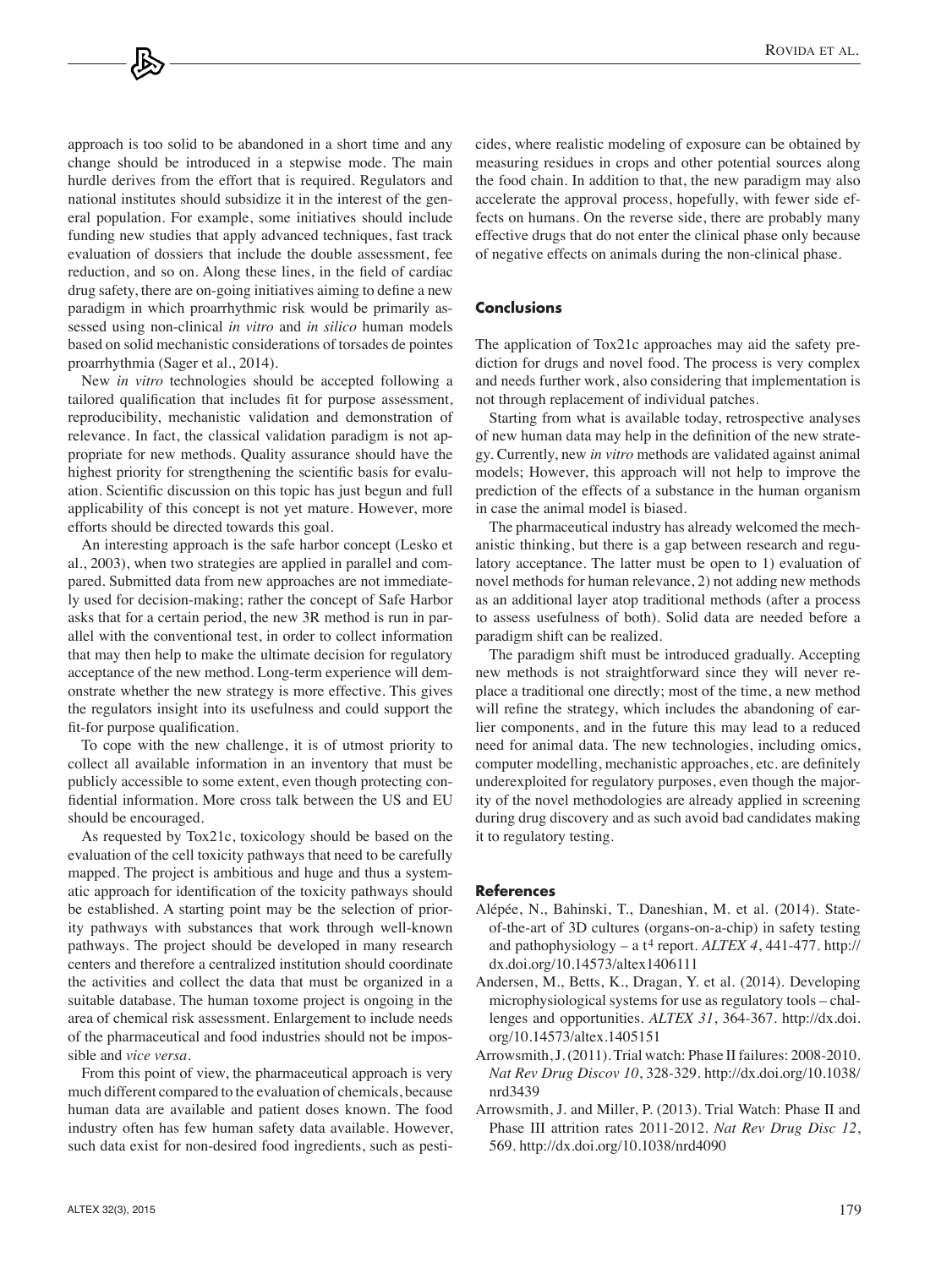approach is too solid to be abandoned in a short time and any change should be introduced in a stepwise mode. The main hurdle derives from the effort that is required. Regulators and national institutes should subsidize it in the interest of the general population. For example, some initiatives should include funding new studies that apply advanced techniques, fast track evaluation of dossiers that include the double assessment, fee reduction, and so on. Along these lines, in the field of cardiac drug safety, there are on-going initiatives aiming to define a new paradigm in which proarrhythmic risk would be primarily assessed using non-clinical *in vitro* and *in silico* human models based on solid mechanistic considerations of torsades de pointes proarrhythmia (Sager et al., 2014).

New *in vitro* technologies should be accepted following a tailored qualification that includes fit for purpose assessment, reproducibility, mechanistic validation and demonstration of relevance. In fact, the classical validation paradigm is not appropriate for new methods. Quality assurance should have the highest priority for strengthening the scientific basis for evaluation. Scientific discussion on this topic has just begun and full applicability of this concept is not yet mature. However, more efforts should be directed towards this goal.

An interesting approach is the safe harbor concept (Lesko et al., 2003), when two strategies are applied in parallel and compared. Submitted data from new approaches are not immediately used for decision-making; rather the concept of Safe Harbor asks that for a certain period, the new 3R method is run in parallel with the conventional test, in order to collect information that may then help to make the ultimate decision for regulatory acceptance of the new method. Long-term experience will demonstrate whether the new strategy is more effective. This gives the regulators insight into its usefulness and could support the fit-for purpose qualification.

To cope with the new challenge, it is of utmost priority to collect all available information in an inventory that must be publicly accessible to some extent, even though protecting confidential information. More cross talk between the US and EU should be encouraged.

As requested by Tox21c, toxicology should be based on the evaluation of the cell toxicity pathways that need to be carefully mapped. The project is ambitious and huge and thus a systematic approach for identification of the toxicity pathways should be established. A starting point may be the selection of priority pathways with substances that work through well-known pathways. The project should be developed in many research centers and therefore a centralized institution should coordinate the activities and collect the data that must be organized in a suitable database. The human toxome project is ongoing in the area of chemical risk assessment. Enlargement to include needs of the pharmaceutical and food industries should not be impossible and *vice versa*.

From this point of view, the pharmaceutical approach is very much different compared to the evaluation of chemicals, because human data are available and patient doses known. The food industry often has few human safety data available. However, such data exist for non-desired food ingredients, such as pesticides, where realistic modeling of exposure can be obtained by measuring residues in crops and other potential sources along the food chain. In addition to that, the new paradigm may also accelerate the approval process, hopefully, with fewer side effects on humans. On the reverse side, there are probably many effective drugs that do not enter the clinical phase only because of negative effects on animals during the non-clinical phase.

## Conclusions

The application of Tox21c approaches may aid the safety prediction for drugs and novel food. The process is very complex and needs further work, also considering that implementation is not through replacement of individual patches.

Starting from what is available today, retrospective analyses of new human data may help in the definition of the new strategy. Currently, new *in vitro* methods are validated against animal models; However, this approach will not help to improve the prediction of the effects of a substance in the human organism in case the animal model is biased.

The pharmaceutical industry has already welcomed the mechanistic thinking, but there is a gap between research and regulatory acceptance. The latter must be open to 1) evaluation of novel methods for human relevance, 2) not adding new methods as an additional layer atop traditional methods (after a process to assess usefulness of both). Solid data are needed before a paradigm shift can be realized.

The paradigm shift must be introduced gradually. Accepting new methods is not straightforward since they will never replace a traditional one directly; most of the time, a new method will refine the strategy, which includes the abandoning of earlier components, and in the future this may lead to a reduced need for animal data. The new technologies, including omics, computer modelling, mechanistic approaches, etc. are definitely underexploited for regulatory purposes, even though the majority of the novel methodologies are already applied in screening during drug discovery and as such avoid bad candidates making it to regulatory testing.

## References

Alépée, N., Bahinski, T., Daneshian, M. et al. (2014). State-of-the-art of 3D cultures (organs-on-a-chip) in safety testing and pathophysiology – a t$^4$ report. *ALTEX 4*, 441-477. http://dx.doi.org/10.14573/altex1406111

Andersen, M., Betts, K., Dragan, Y. et al. (2014). Developing microphysiological systems for use as regulatory tools – challenges and opportunities. *ALTEX 31*, 364-367. http://dx.doi.org/10.14573/altex.1405151

Arrowsmith, J. (2011). Trial watch: Phase II failures: 2008-2010. *Nat Rev Drug Discov 10*, 328-329. http://dx.doi.org/10.1038/nrd3439

Arrowsmith, J. and Miller, P. (2013). Trial Watch: Phase II and Phase III attrition rates 2011-2012. *Nat Rev Drug Disc 12*, 569. http://dx.doi.org/10.1038/nrd4090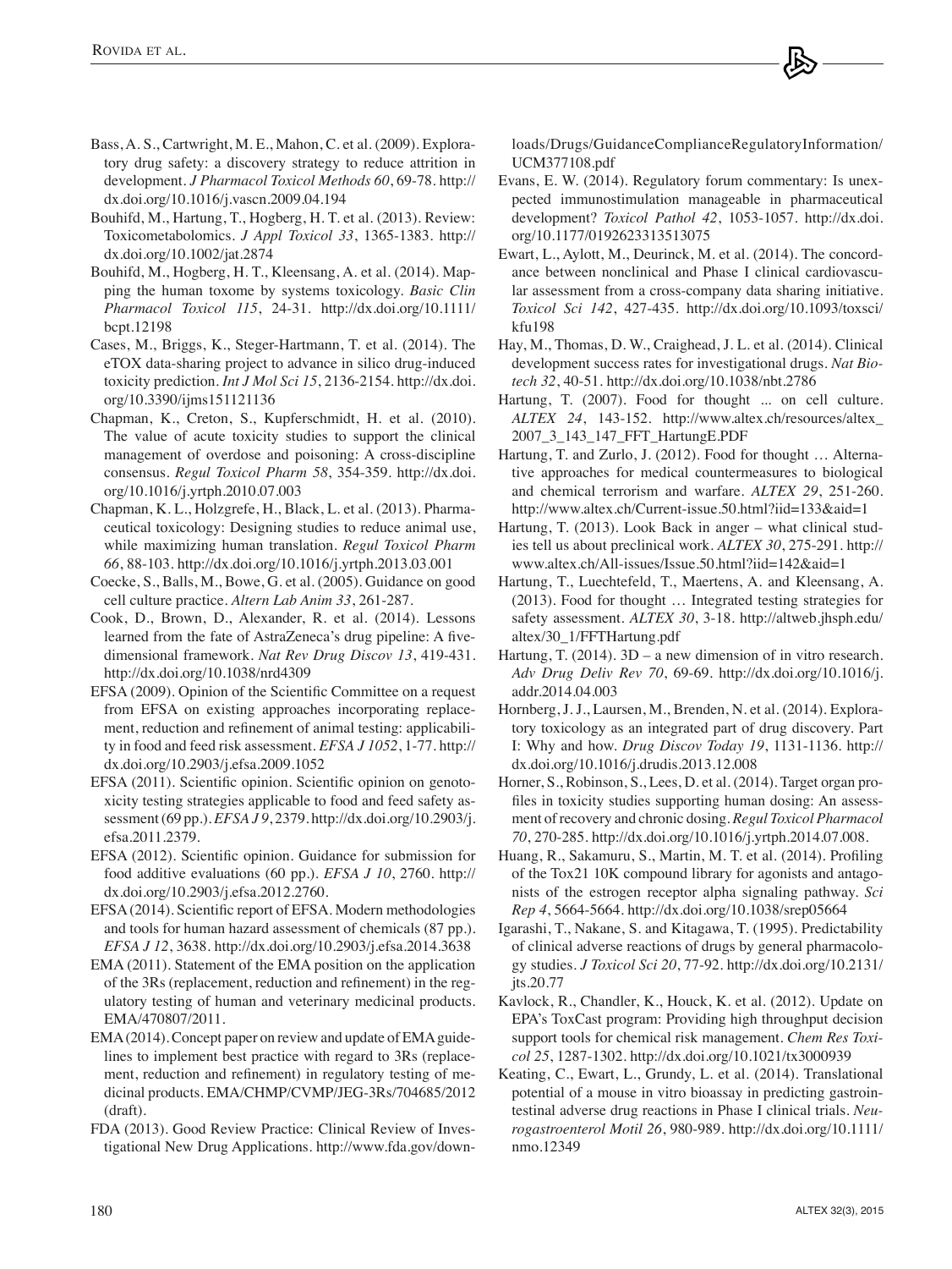Bass, A. S., Cartwright, M. E., Mahon, C. et al. (2009). Exploratory drug safety: a discovery strategy to reduce attrition in development. *J Pharmacol Toxicol Methods 60*, 69-78. http://dx.doi.org/10.1016/j.vascn.2009.04.194

Bouhifd, M., Hartung, T., Hogberg, H. T. et al. (2013). Review: Toxicometabolomics. *J Appl Toxicol 33*, 1365-1383. http://dx.doi.org/10.1002/jat.2874

Bouhifd, M., Hogberg, H. T., Kleensang, A. et al. (2014). Mapping the human toxome by systems toxicology. *Basic Clin Pharmacol Toxicol 115*, 24-31. http://dx.doi.org/10.1111/bcpt.12198

Cases, M., Briggs, K., Steger-Hartmann, T. et al. (2014). The eTOX data-sharing project to advance in silico drug-induced toxicity prediction. *Int J Mol Sci 15*, 2136-2154. http://dx.doi.org/10.3390/ijms151121136

Chapman, K., Creton, S., Kupferschmidt, H. et al. (2010). The value of acute toxicity studies to support the clinical management of overdose and poisoning: A cross-discipline consensus. *Regul Toxicol Pharm 58*, 354-359. http://dx.doi.org/10.1016/j.yrtph.2010.07.003

Chapman, K. L., Holzgrefe, H., Black, L. et al. (2013). Pharmaceutical toxicology: Designing studies to reduce animal use, while maximizing human translation. *Regul Toxicol Pharm 66*, 88-103. http://dx.doi.org/10.1016/j.yrtph.2013.03.001

Coecke, S., Balls, M., Bowe, G. et al. (2005). Guidance on good cell culture practice. *Altern Lab Anim 33*, 261-287.

Cook, D., Brown, D., Alexander, R. et al. (2014). Lessons learned from the fate of AstraZeneca's drug pipeline: A five-dimensional framework. *Nat Rev Drug Discov 13*, 419-431. http://dx.doi.org/10.1038/nrd4309

EFSA (2009). Opinion of the Scientific Committee on a request from EFSA on existing approaches incorporating replacement, reduction and refinement of animal testing: applicability in food and feed risk assessment. *EFSA J 1052*, 1-77. http://dx.doi.org/10.2903/j.efsa.2009.1052

EFSA (2011). Scientific opinion. Scientific opinion on genotoxicity testing strategies applicable to food and feed safety assessment (69 pp.). *EFSA J 9*, 2379. http://dx.doi.org/10.2903/j.efsa.2011.2379.

EFSA (2012). Scientific opinion. Guidance for submission for food additive evaluations (60 pp.). *EFSA J 10*, 2760. http://dx.doi.org/10.2903/j.efsa.2012.2760.

EFSA (2014). Scientific report of EFSA. Modern methodologies and tools for human hazard assessment of chemicals (87 pp.). *EFSA J 12*, 3638. http://dx.doi.org/10.2903/j.efsa.2014.3638

EMA (2011). Statement of the EMA position on the application of the 3Rs (replacement, reduction and refinement) in the regulatory testing of human and veterinary medicinal products. EMA/470807/2011.

EMA (2014). Concept paper on review and update of EMA guidelines to implement best practice with regard to 3Rs (replacement, reduction and refinement) in regulatory testing of medicinal products. EMA/CHMP/CVMP/JEG-3Rs/704685/2012 (draft).

FDA (2013). Good Review Practice: Clinical Review of Investigational New Drug Applications. http://www.fda.gov/downloads/Drugs/GuidanceComplianceRegulatoryInformation/UCM377108.pdf

Evans, E. W. (2014). Regulatory forum commentary: Is unexpected immunostimulation manageable in pharmaceutical development? *Toxicol Pathol 42*, 1053-1057. http://dx.doi.org/10.1177/0192623313513075

Ewart, L., Aylott, M., Deurinck, M. et al. (2014). The concordance between nonclinical and Phase I clinical cardiovascular assessment from a cross-company data sharing initiative. *Toxicol Sci 142*, 427-435. http://dx.doi.org/10.1093/toxsci/kfu198

Hay, M., Thomas, D. W., Craighead, J. L. et al. (2014). Clinical development success rates for investigational drugs. *Nat Biotech 32*, 40-51. http://dx.doi.org/10.1038/nbt.2786

Hartung, T. (2007). Food for thought ... on cell culture. *ALTEX 24*, 143-152. http://www.altex.ch/resources/altex_2007_3_143_147_FFT_HartungE.PDF

Hartung, T. and Zurlo, J. (2012). Food for thought … Alternative approaches for medical countermeasures to biological and chemical terrorism and warfare. *ALTEX 29*, 251-260. http://www.altex.ch/Current-issue.50.html?iid=133&aid=1

Hartung, T. (2013). Look Back in anger – what clinical studies tell us about preclinical work. *ALTEX 30*, 275-291. http://www.altex.ch/All-issues/Issue.50.html?iid=142&aid=1

Hartung, T., Luechtefeld, T., Maertens, A. and Kleensang, A. (2013). Food for thought … Integrated testing strategies for safety assessment. *ALTEX 30*, 3-18. http://altweb.jhsph.edu/altex/30_1/FFTHartung.pdf

Hartung, T. (2014). 3D – a new dimension of in vitro research. *Adv Drug Deliv Rev 70*, 69-69. http://dx.doi.org/10.1016/j.addr.2014.04.003

Hornberg, J. J., Laursen, M., Brenden, N. et al. (2014). Exploratory toxicology as an integrated part of drug discovery. Part I: Why and how. *Drug Discov Today 19*, 1131-1136. http://dx.doi.org/10.1016/j.drudis.2013.12.008

Horner, S., Robinson, S., Lees, D. et al. (2014). Target organ profiles in toxicity studies supporting human dosing: An assessment of recovery and chronic dosing. *Regul Toxicol Pharmacol 70*, 270-285. http://dx.doi.org/10.1016/j.yrtph.2014.07.008.

Huang, R., Sakamuru, S., Martin, M. T. et al. (2014). Profiling of the Tox21 10K compound library for agonists and antagonists of the estrogen receptor alpha signaling pathway. *Sci Rep 4*, 5664-5664. http://dx.doi.org/10.1038/srep05664

Igarashi, T., Nakane, S. and Kitagawa, T. (1995). Predictability of clinical adverse reactions of drugs by general pharmacology studies. *J Toxicol Sci 20*, 77-92. http://dx.doi.org/10.2131/jts.20.77

Kavlock, R., Chandler, K., Houck, K. et al. (2012). Update on EPA's ToxCast program: Providing high throughput decision support tools for chemical risk management. *Chem Res Toxicol 25*, 1287-1302. http://dx.doi.org/10.1021/tx3000939

Keating, C., Ewart, L., Grundy, L. et al. (2014). Translational potential of a mouse in vitro bioassay in predicting gastrointestinal adverse drug reactions in Phase I clinical trials. *Neurogastroenterol Motil 26*, 980-989. http://dx.doi.org/10.1111/nmo.12349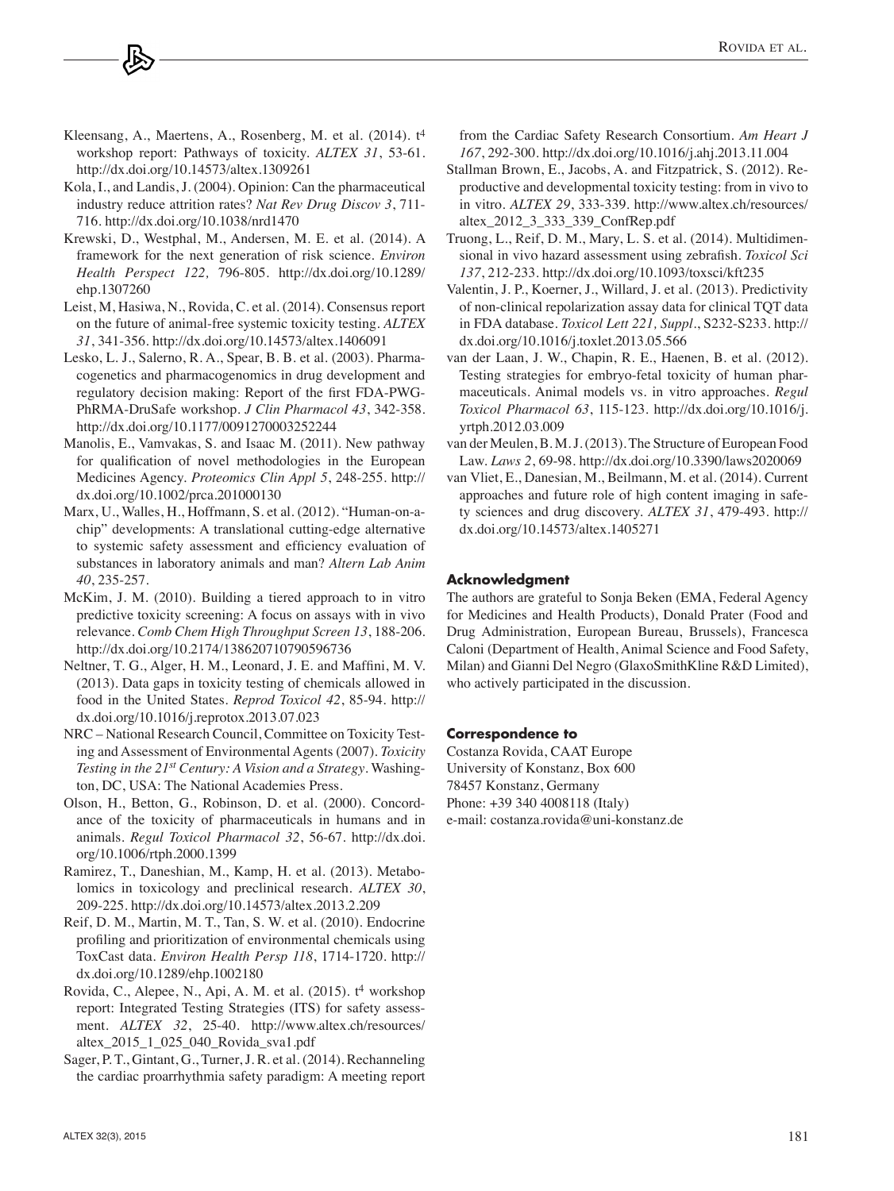Kleensang, A., Maertens, A., Rosenberg, M. et al. (2014). t[4] workshop report: Pathways of toxicity. *ALTEX 31*, 53-61. http://dx.doi.org/10.14573/altex.1309261

Kola, I., and Landis, J. (2004). Opinion: Can the pharmaceutical industry reduce attrition rates? *Nat Rev Drug Discov 3*, 711-716. http://dx.doi.org/10.1038/nrd1470

Krewski, D., Westphal, M., Andersen, M. E. et al. (2014). A framework for the next generation of risk science. *Environ Health Perspect 122,* 796-805. http://dx.doi.org/10.1289/ehp.1307260

Leist, M, Hasiwa, N., Rovida, C. et al. (2014). Consensus report on the future of animal-free systemic toxicity testing. *ALTEX 31*, 341-356. http://dx.doi.org/10.14573/altex.1406091

Lesko, L. J., Salerno, R. A., Spear, B. B. et al. (2003). Pharmacogenetics and pharmacogenomics in drug development and regulatory decision making: Report of the first FDA-PWG-PhRMA-DruSafe workshop. *J Clin Pharmacol 43*, 342-358. http://dx.doi.org/10.1177/0091270003252244

Manolis, E., Vamvakas, S. and Isaac M. (2011). New pathway for qualification of novel methodologies in the European Medicines Agency. *Proteomics Clin Appl 5*, 248-255. http://dx.doi.org/10.1002/prca.201000130

Marx, U., Walles, H., Hoffmann, S. et al. (2012). "Human-on-a-chip" developments: A translational cutting-edge alternative to systemic safety assessment and efficiency evaluation of substances in laboratory animals and man? *Altern Lab Anim 40*, 235-257.

McKim, J. M. (2010). Building a tiered approach to in vitro predictive toxicity screening: A focus on assays with in vivo relevance. *Comb Chem High Throughput Screen 13*, 188-206. http://dx.doi.org/10.2174/138620710790596736

Neltner, T. G., Alger, H. M., Leonard, J. E. and Maffini, M. V. (2013). Data gaps in toxicity testing of chemicals allowed in food in the United States. *Reprod Toxicol 42*, 85-94. http://dx.doi.org/10.1016/j.reprotox.2013.07.023

NRC – National Research Council, Committee on Toxicity Testing and Assessment of Environmental Agents (2007). *Toxicity Testing in the 21st Century: A Vision and a Strategy*. Washington, DC, USA: The National Academies Press.

Olson, H., Betton, G., Robinson, D. et al. (2000). Concordance of the toxicity of pharmaceuticals in humans and in animals. *Regul Toxicol Pharmacol 32*, 56-67. http://dx.doi.org/10.1006/rtph.2000.1399

Ramirez, T., Daneshian, M., Kamp, H. et al. (2013). Metabolomics in toxicology and preclinical research. *ALTEX 30*, 209-225. http://dx.doi.org/10.14573/altex.2013.2.209

Reif, D. M., Martin, M. T., Tan, S. W. et al. (2010). Endocrine profiling and prioritization of environmental chemicals using ToxCast data. *Environ Health Persp 118*, 1714-1720. http://dx.doi.org/10.1289/ehp.1002180

Rovida, C., Alepee, N., Api, A. M. et al. (2015). t[4] workshop report: Integrated Testing Strategies (ITS) for safety assessment. *ALTEX 32*, 25-40. http://www.altex.ch/resources/altex_2015_1_025_040_Rovida_sva1.pdf

Sager, P. T., Gintant, G., Turner, J. R. et al. (2014). Rechanneling the cardiac proarrhythmia safety paradigm: A meeting report from the Cardiac Safety Research Consortium. *Am Heart J 167*, 292-300. http://dx.doi.org/10.1016/j.ahj.2013.11.004

Stallman Brown, E., Jacobs, A. and Fitzpatrick, S. (2012). Reproductive and developmental toxicity testing: from in vivo to in vitro. *ALTEX 29*, 333-339. http://www.altex.ch/resources/altex_2012_3_333_339_ConfRep.pdf

Truong, L., Reif, D. M., Mary, L. S. et al. (2014). Multidimensional in vivo hazard assessment using zebrafish. *Toxicol Sci 137*, 212-233. http://dx.doi.org/10.1093/toxsci/kft235

Valentin, J. P., Koerner, J., Willard, J. et al. (2013). Predictivity of non-clinical repolarization assay data for clinical TQT data in FDA database. *Toxicol Lett 221, Suppl*., S232-S233. http://dx.doi.org/10.1016/j.toxlet.2013.05.566

van der Laan, J. W., Chapin, R. E., Haenen, B. et al. (2012). Testing strategies for embryo-fetal toxicity of human pharmaceuticals. Animal models vs. in vitro approaches. *Regul Toxicol Pharmacol 63*, 115-123. http://dx.doi.org/10.1016/j.yrtph.2012.03.009

van der Meulen, B. M. J. (2013). The Structure of European Food Law. *Laws 2*, 69-98. http://dx.doi.org/10.3390/laws2020069

van Vliet, E., Danesian, M., Beilmann, M. et al. (2014). Current approaches and future role of high content imaging in safety sciences and drug discovery. *ALTEX 31*, 479-493. http://dx.doi.org/10.14573/altex.1405271

### Acknowledgment

The authors are grateful to Sonja Beken (EMA, Federal Agency for Medicines and Health Products), Donald Prater (Food and Drug Administration, European Bureau, Brussels), Francesca Caloni (Department of Health, Animal Science and Food Safety, Milan) and Gianni Del Negro (GlaxoSmithKline R&D Limited), who actively participated in the discussion.

### Correspondence to

Costanza Rovida, CAAT Europe
University of Konstanz, Box 600
78457 Konstanz, Germany
Phone: +39 340 4008118 (Italy)
e-mail: costanza.rovida@uni-konstanz.de